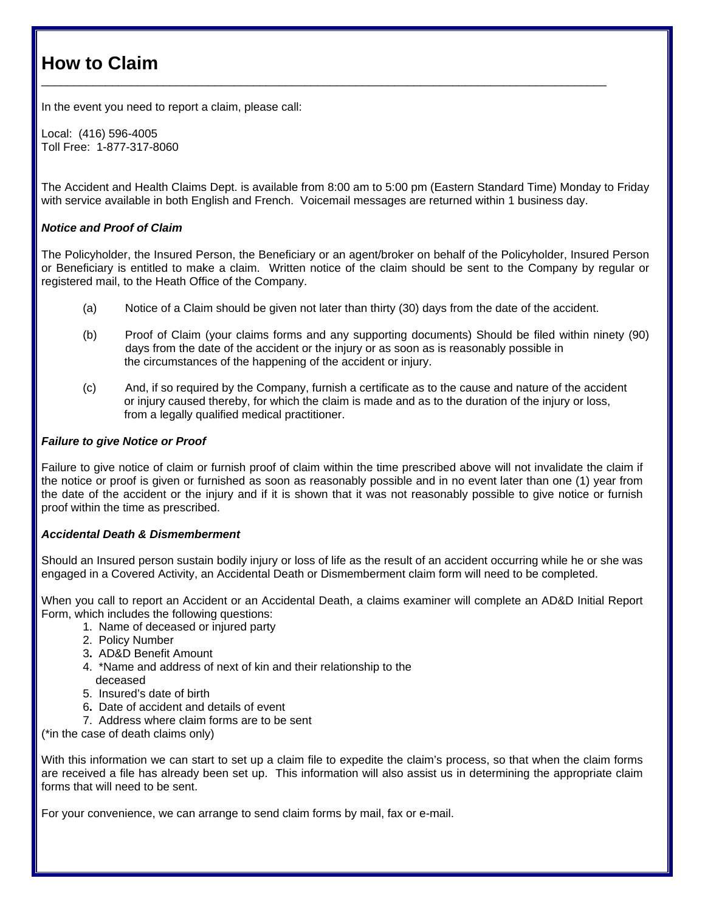# How to Claim

In the event you need to report a claim, please call:

Local: (416) 596-4005
Toll Free: 1-877-317-8060

The Accident and Health Claims Dept. is available from 8:00 am to 5:00 pm (Eastern Standard Time) Monday to Friday with service available in both English and French. Voicemail messages are returned within 1 business day.

***Notice and Proof of Claim***

The Policyholder, the Insured Person, the Beneficiary or an agent/broker on behalf of the Policyholder, Insured Person or Beneficiary is entitled to make a claim. Written notice of the claim should be sent to the Company by regular or registered mail, to the Heath Office of the Company.

(a) Notice of a Claim should be given not later than thirty (30) days from the date of the accident.

(b) Proof of Claim (your claims forms and any supporting documents) Should be filed within ninety (90) days from the date of the accident or the injury or as soon as is reasonably possible in the circumstances of the happening of the accident or injury.

(c) And, if so required by the Company, furnish a certificate as to the cause and nature of the accident or injury caused thereby, for which the claim is made and as to the duration of the injury or loss, from a legally qualified medical practitioner.

***Failure to give Notice or Proof***

Failure to give notice of claim or furnish proof of claim within the time prescribed above will not invalidate the claim if the notice or proof is given or furnished as soon as reasonably possible and in no event later than one (1) year from the date of the accident or the injury and if it is shown that it was not reasonably possible to give notice or furnish proof within the time as prescribed.

***Accidental Death & Dismemberment***

Should an Insured person sustain bodily injury or loss of life as the result of an accident occurring while he or she was engaged in a Covered Activity, an Accidental Death or Dismemberment claim form will need to be completed.

When you call to report an Accident or an Accidental Death, a claims examiner will complete an AD&D Initial Report Form, which includes the following questions:

1. Name of deceased or injured party
2. Policy Number
3. AD&D Benefit Amount
4. *Name and address of next of kin and their relationship to the deceased
5. Insured's date of birth
6. Date of accident and details of event
7. Address where claim forms are to be sent

(*in the case of death claims only)

With this information we can start to set up a claim file to expedite the claim's process, so that when the claim forms are received a file has already been set up. This information will also assist us in determining the appropriate claim forms that will need to be sent.

For your convenience, we can arrange to send claim forms by mail, fax or e-mail.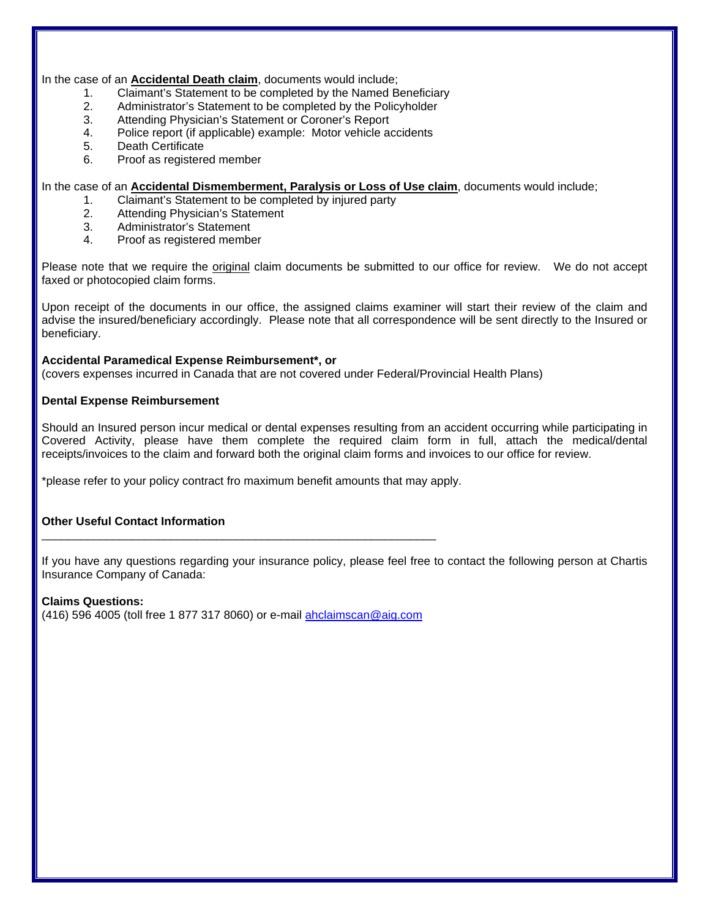In the case of an **Accidental Death claim**, documents would include;

1. Claimant's Statement to be completed by the Named Beneficiary
2. Administrator's Statement to be completed by the Policyholder
3. Attending Physician's Statement or Coroner's Report
4. Police report (if applicable) example: Motor vehicle accidents
5. Death Certificate
6. Proof as registered member

In the case of an **Accidental Dismemberment, Paralysis or Loss of Use claim**, documents would include;

1. Claimant's Statement to be completed by injured party
2. Attending Physician's Statement
3. Administrator's Statement
4. Proof as registered member

Please note that we require the original claim documents be submitted to our office for review. We do not accept faxed or photocopied claim forms.

Upon receipt of the documents in our office, the assigned claims examiner will start their review of the claim and advise the insured/beneficiary accordingly. Please note that all correspondence will be sent directly to the Insured or beneficiary.

**Accidental Paramedical Expense Reimbursement*, or**
(covers expenses incurred in Canada that are not covered under Federal/Provincial Health Plans)

**Dental Expense Reimbursement**

Should an Insured person incur medical or dental expenses resulting from an accident occurring while participating in Covered Activity, please have them complete the required claim form in full, attach the medical/dental receipts/invoices to the claim and forward both the original claim forms and invoices to our office for review.

*please refer to your policy contract fro maximum benefit amounts that may apply.

**Other Useful Contact Information**

---

If you have any questions regarding your insurance policy, please feel free to contact the following person at Chartis Insurance Company of Canada:

**Claims Questions:**
(416) 596 4005 (toll free 1 877 317 8060) or e-mail ahclaimscan@aig.com